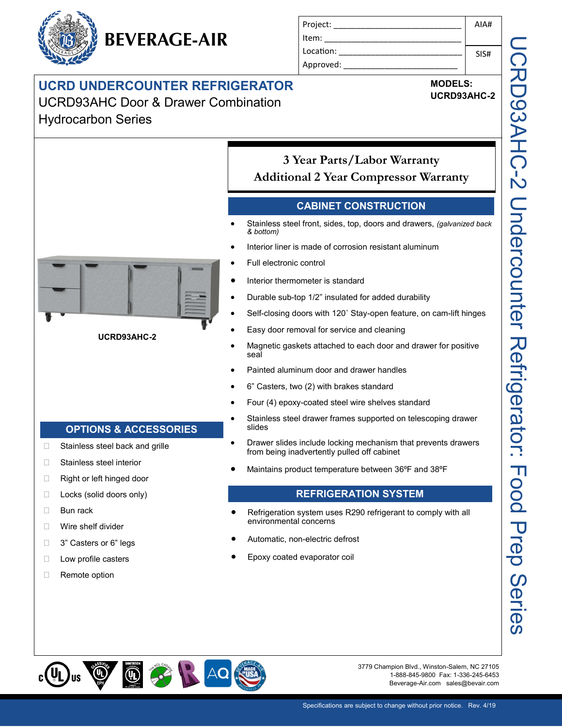BEVERAGE-AIR

| Project: | AIA# |
|---|---|
| Item: | |
| Location: | SIS# |
| Approved: | |

# UCRD UNDERCOUNTER REFRIGERATOR

UCRD93AHC Door & Drawer Combination

Hydrocarbon Series

**MODELS:**
**UCRD93AHC-2**

UCRD93AHC-2

**3 Year Parts/Labor Warranty**
**Additional 2 Year Compressor Warranty**

## CABINET CONSTRUCTION

- Stainless steel front, sides, top, doors and drawers, *(galvanized back & bottom)*
- Interior liner is made of corrosion resistant aluminum
- Full electronic control
- Interior thermometer is standard
- Durable sub-top 1/2" insulated for added durability
- Self-closing doors with 120˚ Stay-open feature, on cam-lift hinges
- Easy door removal for service and cleaning
- Magnetic gaskets attached to each door and drawer for positive seal
- Painted aluminum door and drawer handles
- 6" Casters, two (2) with brakes standard
- Four (4) epoxy-coated steel wire shelves standard
- Stainless steel drawer frames supported on telescoping drawer slides
- Drawer slides include locking mechanism that prevents drawers from being inadvertently pulled off cabinet
- Maintains product temperature between 36ºF and 38ºF

## REFRIGERATION SYSTEM

- Refrigeration system uses R290 refrigerant to comply with all environmental concerns
- Automatic, non-electric defrost
- Epoxy coated evaporator coil

## OPTIONS & ACCESSORIES

- ☐ Stainless steel back and grille
- ☐ Stainless steel interior
- ☐ Right or left hinged door
- ☐ Locks (solid doors only)
- ☐ Bun rack
- ☐ Wire shelf divider
- ☐ 3" Casters or 6" legs
- ☐ Low profile casters
- ☐ Remote option

UCRD93AHC-2 Undercounter Refrigerator: Food Prep Series

3779 Champion Blvd., Winston-Salem, NC 27105
1-888-845-9800 Fax: 1-336-245-6453
Beverage-Air.com sales@bevair.com

Specifications are subject to change without prior notice. Rev. 4/19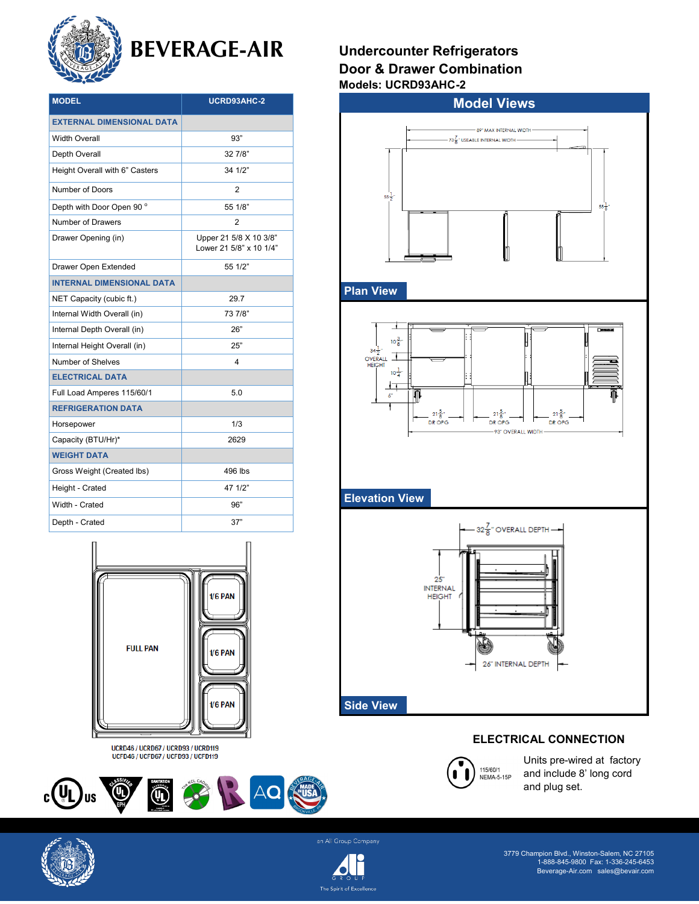# BEVERAGE-AIR

## Undercounter Refrigerators
## Door & Drawer Combination
**Models: UCRD93AHC-2**

| MODEL | UCRD93AHC-2 |
|---|---|
| **EXTERNAL DIMENSIONAL DATA** | |
| Width Overall | 93" |
| Depth Overall | 32 7/8" |
| Height Overall with 6" Casters | 34 1/2" |
| Number of Doors | 2 |
| Depth with Door Open 90 ° | 55 1/8" |
| Number of Drawers | 2 |
| Drawer Opening (in) | Upper 21 5/8 X 10 3/8" Lower 21 5/8" x 10 1/4" |
| Drawer Open Extended | 55 1/2" |
| **INTERNAL DIMENSIONAL DATA** | |
| NET Capacity (cubic ft.) | 29.7 |
| Internal Width Overall (in) | 73 7/8" |
| Internal Depth Overall (in) | 26" |
| Internal Height Overall (in) | 25" |
| Number of Shelves | 4 |
| **ELECTRICAL DATA** | |
| Full Load Amperes 115/60/1 | 5.0 |
| **REFRIGERATION DATA** | |
| Horsepower | 1/3 |
| Capacity (BTU/Hr)* | 2629 |
| **WEIGHT DATA** | |
| Gross Weight (Created lbs) | 496 lbs |
| Height - Crated | 47 1/2" |
| Width - Crated | 96" |
| Depth - Crated | 37" |

FULL PAN
1/6 PAN
1/6 PAN
1/6 PAN

UCRD46 / UCRD67 / UCRD93 / UCRD119
UCFD46 / UCFD67 / UCFD93 / UCFD119

## Model Views

89" MAX INTERNAL WIDTH
73 7/8" USEABLE INTERNAL WIDTH
55 1/2"
55 1/8"

**Plan View**

10 3/8
34 1/2" OVERALL HEIGHT
10 1/4
6"
21 5/8" DR OPG
21 5/8" DR OPG
21 5/8" DR OPG
93" OVERALL WIDTH

**Elevation View**

32 7/8" OVERALL DEPTH
25" INTERNAL HEIGHT
26" INTERNAL DEPTH

**Side View**

## ELECTRICAL CONNECTION

115/60/1
NEMA-5-15P

Units pre-wired at factory and include 8' long cord and plug set.

an Ali Group Company
The Spirit of Excellence

3779 Champion Blvd., Winston-Salem, NC 27105
1-888-845-9800 Fax: 1-336-245-6453
Beverage-Air.com sales@bevair.com